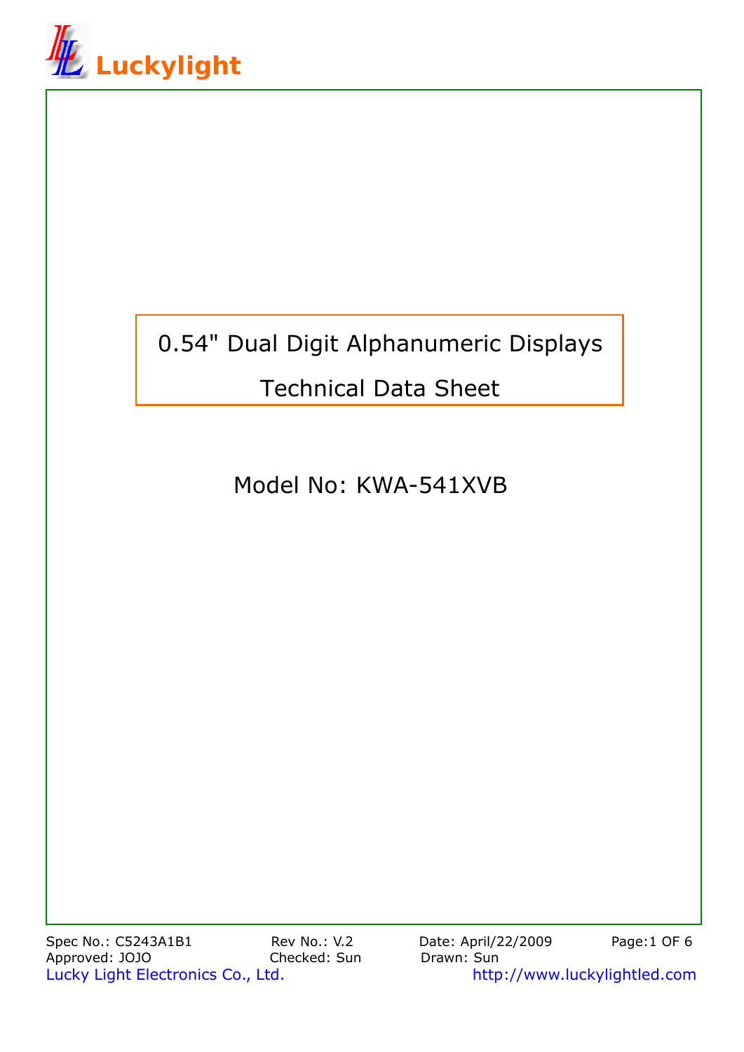# 0.54" Dual Digit Alphanumeric Displays

## Technical Data Sheet

Model No: KWA-541XVB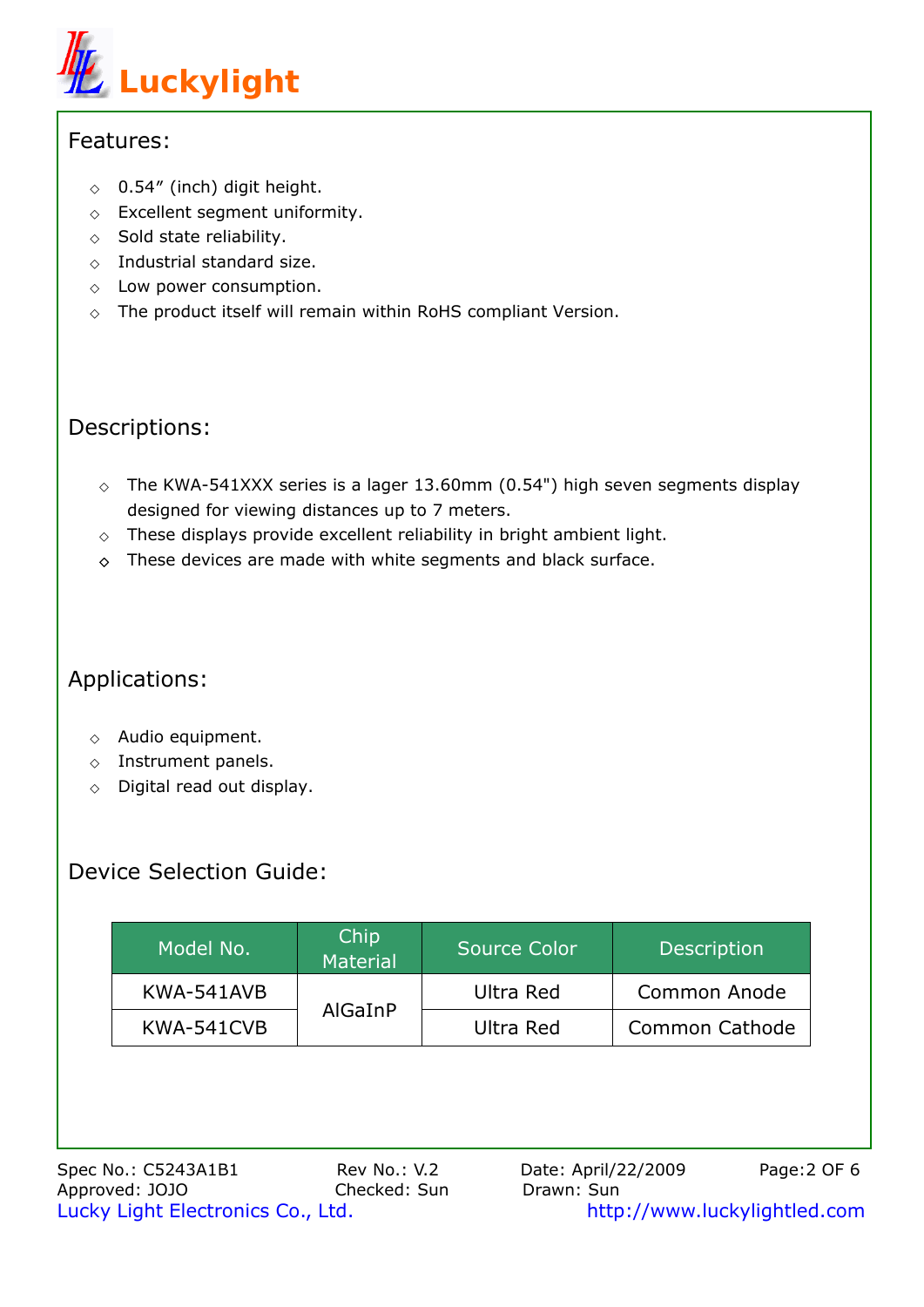Luckylight

## Features:

- 0.54” (inch) digit height.
- Excellent segment uniformity.
- Sold state reliability.
- Industrial standard size.
- Low power consumption.
- The product itself will remain within RoHS compliant Version.

## Descriptions:

- The KWA-541XXX series is a lager 13.60mm (0.54") high seven segments display designed for viewing distances up to 7 meters.
- These displays provide excellent reliability in bright ambient light.
- These devices are made with white segments and black surface.

## Applications:

- Audio equipment.
- Instrument panels.
- Digital read out display.

## Device Selection Guide:

| Model No. | Chip Material | Source Color | Description |
|---|---|---|---|
| KWA-541AVB | AlGaInP | Ultra Red | Common Anode |
| KWA-541CVB | | Ultra Red | Common Cathode |

Spec No.: C5243A1B1 Rev No.: V.2 Date: April/22/2009
Approved: JOJO Checked: Sun Drawn: Sun
Lucky Light Electronics Co., Ltd. http://www.luckylightled.com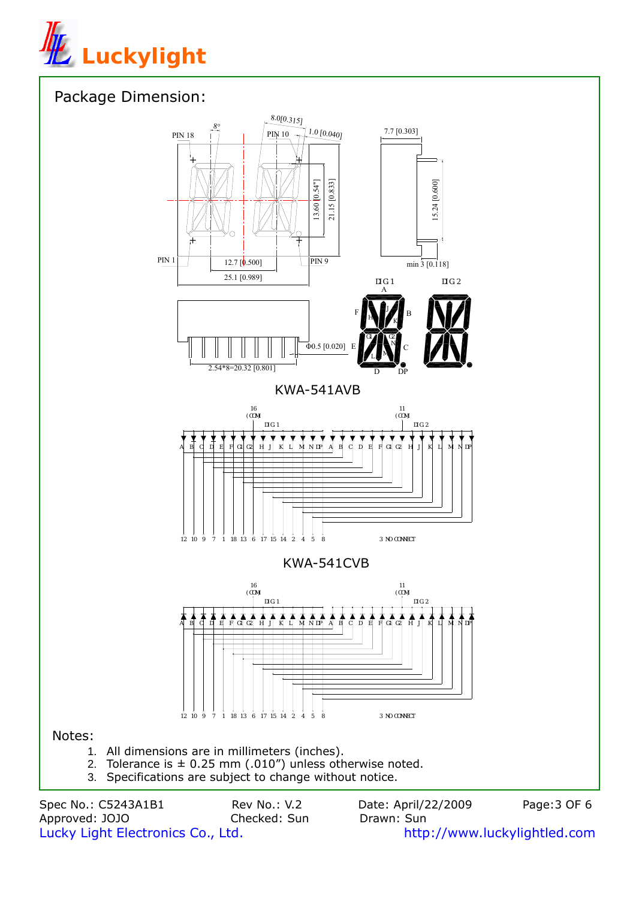# Luckylight

## Package Dimension:

KWA-541AVB

KWA-541CVB

Notes:

1. All dimensions are in millimeters (inches).
2. Tolerance is ± 0.25 mm (.010") unless otherwise noted.
3. Specifications are subject to change without notice.

Spec No.: C5243A1B1 Rev No.: V.2 Date: April/22/2009

Approved: JOJO Checked: Sun Drawn: Sun

Lucky Light Electronics Co., Ltd. http://www.luckylightled.com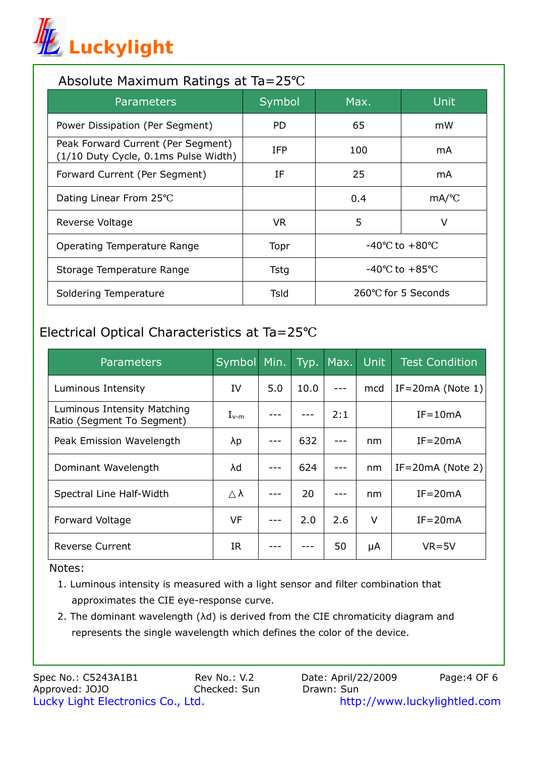## Absolute Maximum Ratings at Ta=25℃

| Parameters | Symbol | Max. | Unit |
|---|---|---|---|
| Power Dissipation (Per Segment) | PD | 65 | mW |
| Peak Forward Current (Per Segment) (1/10 Duty Cycle, 0.1ms Pulse Width) | IFP | 100 | mA |
| Forward Current (Per Segment) | IF | 25 | mA |
| Dating Linear From 25℃ | | 0.4 | mA/℃ |
| Reverse Voltage | VR | 5 | V |
| Operating Temperature Range | Topr | -40℃ to +80℃ | |
| Storage Temperature Range | Tstg | -40℃ to +85℃ | |
| Soldering Temperature | Tsld | 260℃ for 5 Seconds | |

## Electrical Optical Characteristics at Ta=25℃

| Parameters | Symbol | Min. | Typ. | Max. | Unit | Test Condition |
|---|---|---|---|---|---|---|
| Luminous Intensity | IV | 5.0 | 10.0 | --- | mcd | IF=20mA (Note 1) |
| Luminous Intensity Matching Ratio (Segment To Segment) | $I_{v\text{-}m}$ | --- | --- | 2:1 | | IF=10mA |
| Peak Emission Wavelength | λp | --- | 632 | --- | nm | IF=20mA |
| Dominant Wavelength | λd | --- | 624 | --- | nm | IF=20mA (Note 2) |
| Spectral Line Half-Width | △λ | --- | 20 | --- | nm | IF=20mA |
| Forward Voltage | VF | --- | 2.0 | 2.6 | V | IF=20mA |
| Reverse Current | IR | --- | --- | 50 | μA | VR=5V |

Notes:

1. Luminous intensity is measured with a light sensor and filter combination that approximates the CIE eye-response curve.
2. The dominant wavelength (λd) is derived from the CIE chromaticity diagram and represents the single wavelength which defines the color of the device.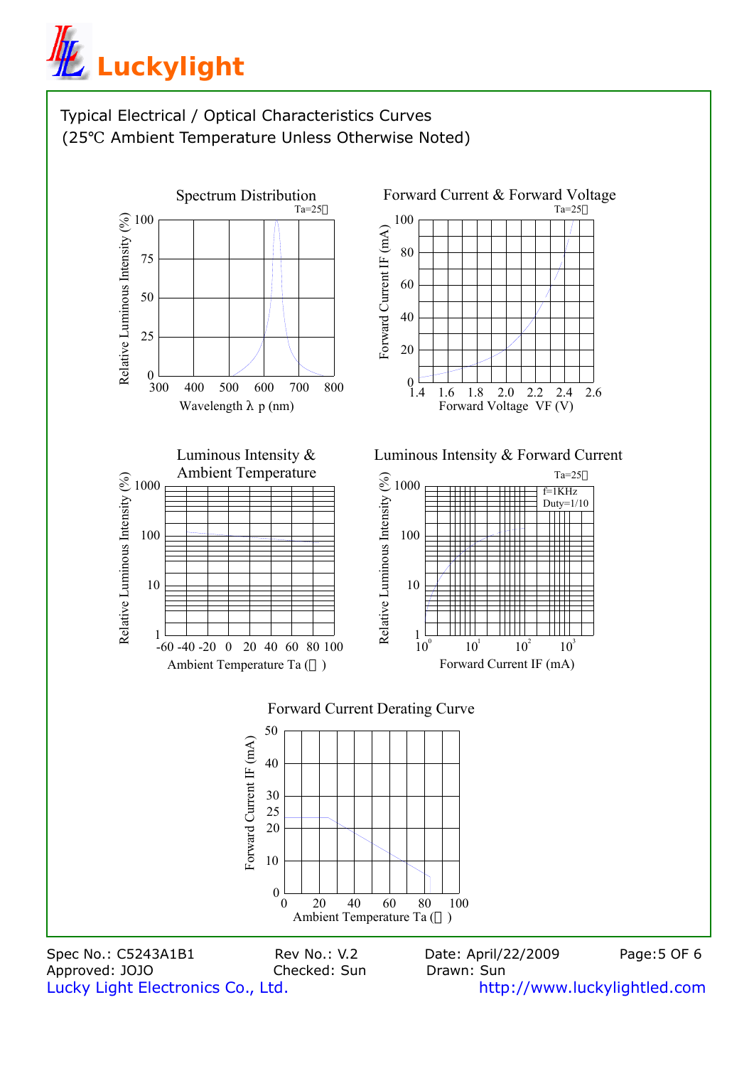# Typical Electrical / Optical Characteristics Curves

(25℃ Ambient Temperature Unless Otherwise Noted)

**Spectrum Distribution**
Ta=25℃
Relative Luminous Intensity (%)
100, 75, 50, 25, 0
300, 400, 500, 600, 700, 800
Wavelength λ p (nm)

**Forward Current & Forward Voltage**
Ta=25℃
Forward Current IF (mA)
100, 80, 60, 40, 20, 0
1.4, 1.6, 1.8, 2.0, 2.2, 2.4, 2.6
Forward Voltage VF (V)

**Luminous Intensity & Ambient Temperature**
Relative Luminous Intensity (%)
1000, 100, 10, 1
-60, -40, -20, 0, 20, 40, 60, 80, 100
Ambient Temperature Ta (℃)

**Luminous Intensity & Forward Current**
Ta=25℃
f=1KHz
Duty=1/10
Relative Luminous Intensity (%)
1000, 100, 10, 1
$10^0$, $10^1$, $10^2$, $10^3$
Forward Current IF (mA)

**Forward Current Derating Curve**
Forward Current IF (mA)
50, 40, 30, 25, 20, 10, 0
0, 20, 40, 60, 80, 100
Ambient Temperature Ta (℃)

Spec No.: C5243A1B1 Rev No.: V.2 Date: April/22/2009
Approved: JOJO Checked: Sun Drawn: Sun
Lucky Light Electronics Co., Ltd. http://www.luckylightled.com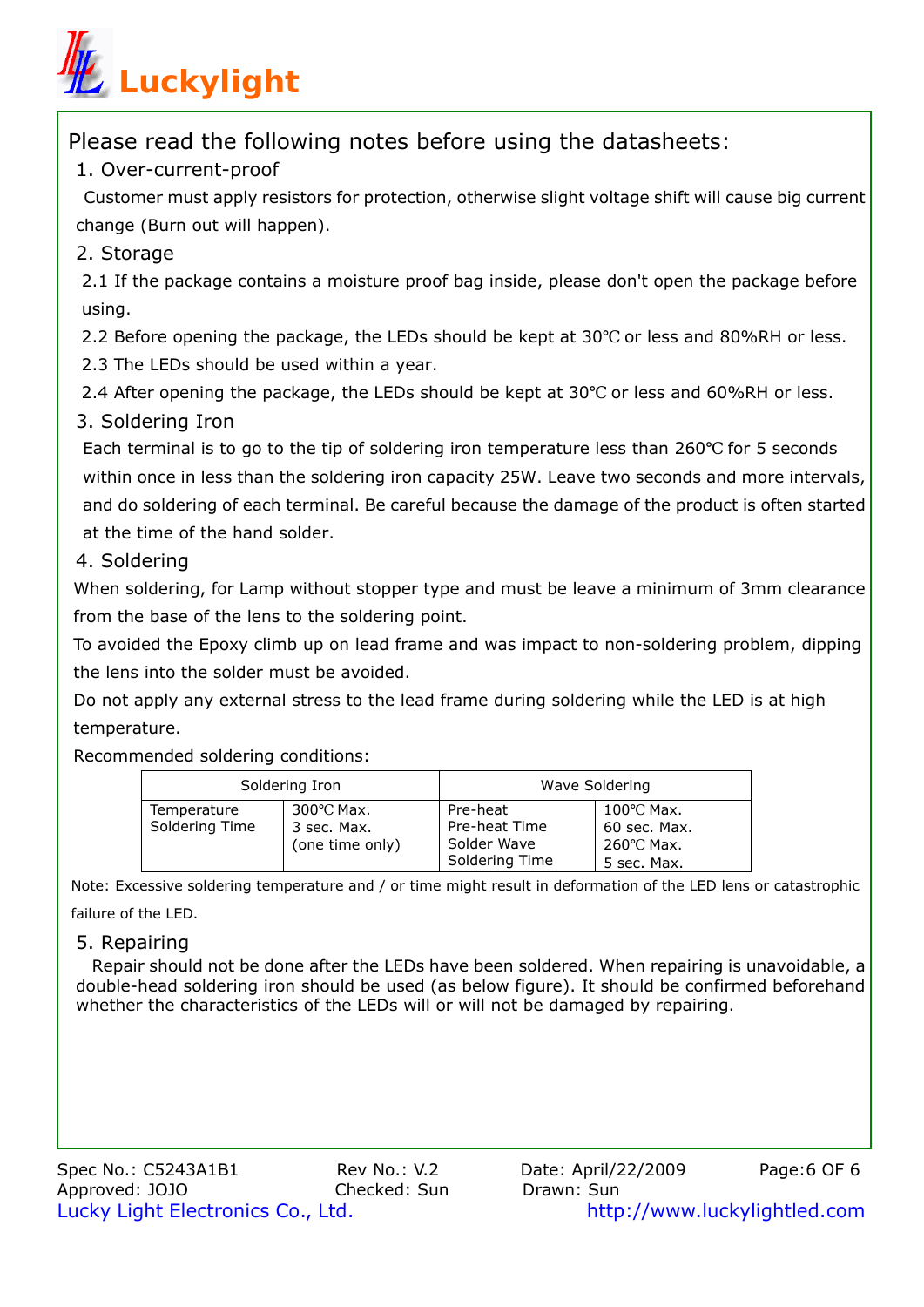# Luckylight

## Please read the following notes before using the datasheets:

### 1. Over-current-proof

Customer must apply resistors for protection, otherwise slight voltage shift will cause big current change (Burn out will happen).

### 2. Storage

2.1 If the package contains a moisture proof bag inside, please don't open the package before using.

2.2 Before opening the package, the LEDs should be kept at 30℃ or less and 80%RH or less.

2.3 The LEDs should be used within a year.

2.4 After opening the package, the LEDs should be kept at 30℃ or less and 60%RH or less.

### 3. Soldering Iron

Each terminal is to go to the tip of soldering iron temperature less than 260℃ for 5 seconds within once in less than the soldering iron capacity 25W. Leave two seconds and more intervals, and do soldering of each terminal. Be careful because the damage of the product is often started at the time of the hand solder.

### 4. Soldering

When soldering, for Lamp without stopper type and must be leave a minimum of 3mm clearance from the base of the lens to the soldering point.

To avoided the Epoxy climb up on lead frame and was impact to non-soldering problem, dipping the lens into the solder must be avoided.

Do not apply any external stress to the lead frame during soldering while the LED is at high temperature.

Recommended soldering conditions:

| Soldering Iron | | Wave Soldering | |
|---|---|---|---|
| Temperature<br>Soldering Time | 300℃ Max.<br>3 sec. Max.<br>(one time only) | Pre-heat<br>Pre-heat Time<br>Solder Wave<br>Soldering Time | 100℃ Max.<br>60 sec. Max.<br>260℃ Max.<br>5 sec. Max. |

Note: Excessive soldering temperature and / or time might result in deformation of the LED lens or catastrophic failure of the LED.

### 5. Repairing

Repair should not be done after the LEDs have been soldered. When repairing is unavoidable, a double-head soldering iron should be used (as below figure). It should be confirmed beforehand whether the characteristics of the LEDs will or will not be damaged by repairing.

Spec No.: C5243A1B1 Rev No.: V.2 Date: April/22/2009
Approved: JOJO Checked: Sun Drawn: Sun
Lucky Light Electronics Co., Ltd. http://www.luckylightled.com